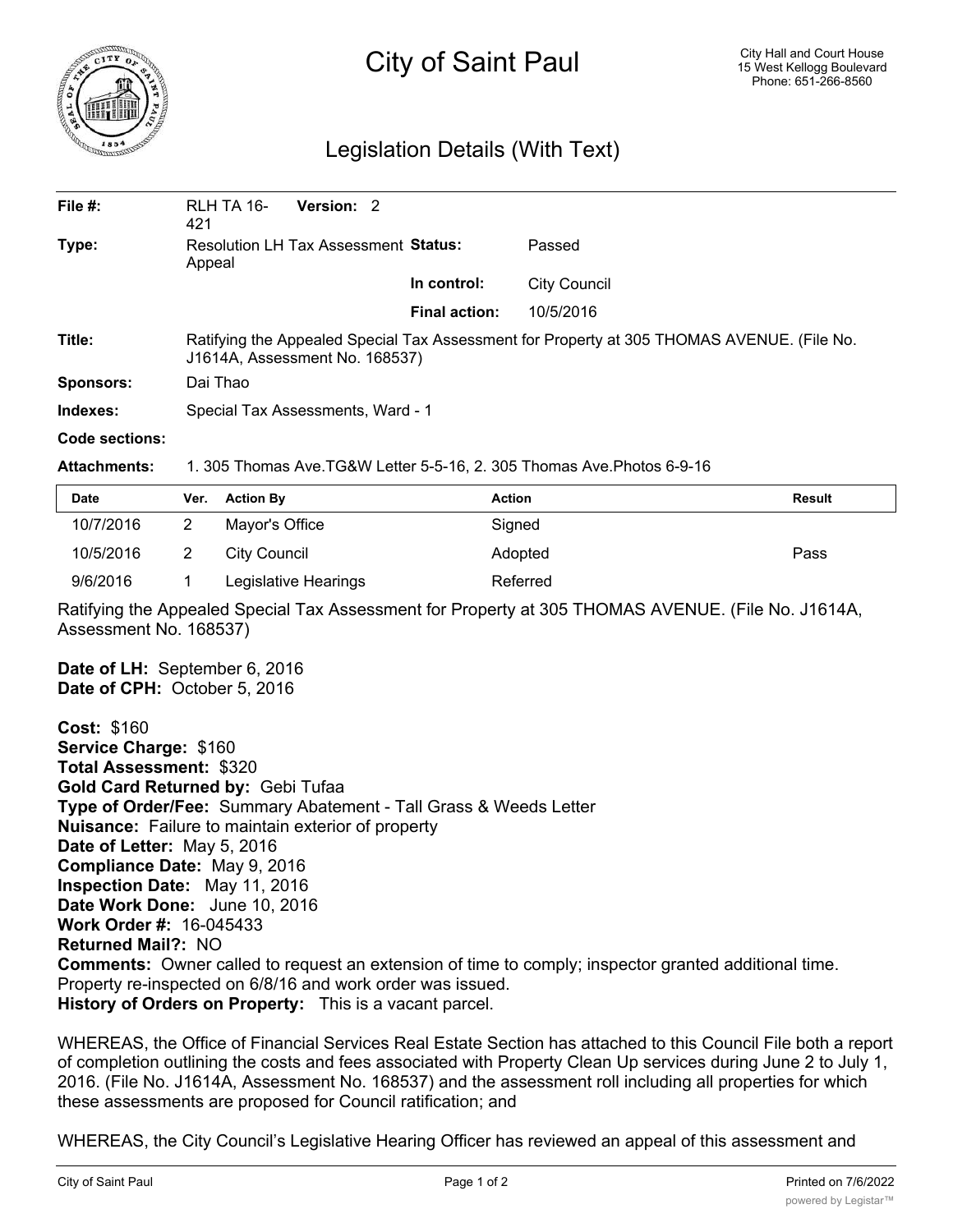# City of Saint Paul

City Hall and Court House
15 West Kellogg Boulevard
Phone: 651-266-8560

## Legislation Details (With Text)

| | | | |
|---|---|---|---|
| **File #:** | RLH TA 16-421 **Version:** 2 | | |
| **Type:** | Resolution LH Tax Assessment Appeal | **Status:** | Passed |
| | | **In control:** | City Council |
| | | **Final action:** | 10/5/2016 |

**Title:** Ratifying the Appealed Special Tax Assessment for Property at 305 THOMAS AVENUE. (File No. J1614A, Assessment No. 168537)

**Sponsors:** Dai Thao

**Indexes:** Special Tax Assessments, Ward - 1

**Code sections:**

**Attachments:** 1. 305 Thomas Ave.TG&W Letter 5-5-16, 2. 305 Thomas Ave.Photos 6-9-16

| Date | Ver. | Action By | Action | Result |
|---|---|---|---|---|
| 10/7/2016 | 2 | Mayor's Office | Signed | |
| 10/5/2016 | 2 | City Council | Adopted | Pass |
| 9/6/2016 | 1 | Legislative Hearings | Referred | |

Ratifying the Appealed Special Tax Assessment for Property at 305 THOMAS AVENUE. (File No. J1614A, Assessment No. 168537)

**Date of LH:** September 6, 2016
**Date of CPH:** October 5, 2016

**Cost:** $160
**Service Charge:** $160
**Total Assessment:** $320
**Gold Card Returned by:** Gebi Tufaa
**Type of Order/Fee:** Summary Abatement - Tall Grass & Weeds Letter
**Nuisance:** Failure to maintain exterior of property
**Date of Letter:** May 5, 2016
**Compliance Date:** May 9, 2016
**Inspection Date:** May 11, 2016
**Date Work Done:** June 10, 2016
**Work Order #:** 16-045433
**Returned Mail?:** NO
**Comments:** Owner called to request an extension of time to comply; inspector granted additional time. Property re-inspected on 6/8/16 and work order was issued.
**History of Orders on Property:** This is a vacant parcel.

WHEREAS, the Office of Financial Services Real Estate Section has attached to this Council File both a report of completion outlining the costs and fees associated with Property Clean Up services during June 2 to July 1, 2016. (File No. J1614A, Assessment No. 168537) and the assessment roll including all properties for which these assessments are proposed for Council ratification; and

WHEREAS, the City Council's Legislative Hearing Officer has reviewed an appeal of this assessment and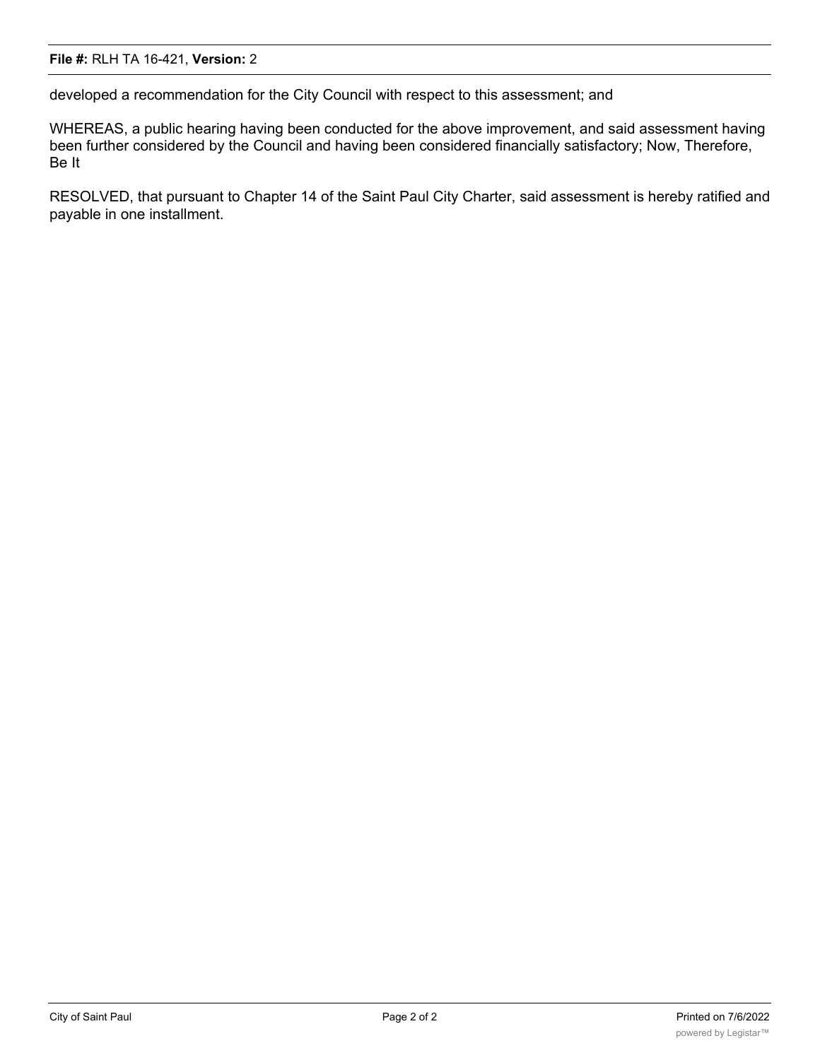developed a recommendation for the City Council with respect to this assessment; and

WHEREAS, a public hearing having been conducted for the above improvement, and said assessment having been further considered by the Council and having been considered financially satisfactory; Now, Therefore, Be It

RESOLVED, that pursuant to Chapter 14 of the Saint Paul City Charter, said assessment is hereby ratified and payable in one installment.